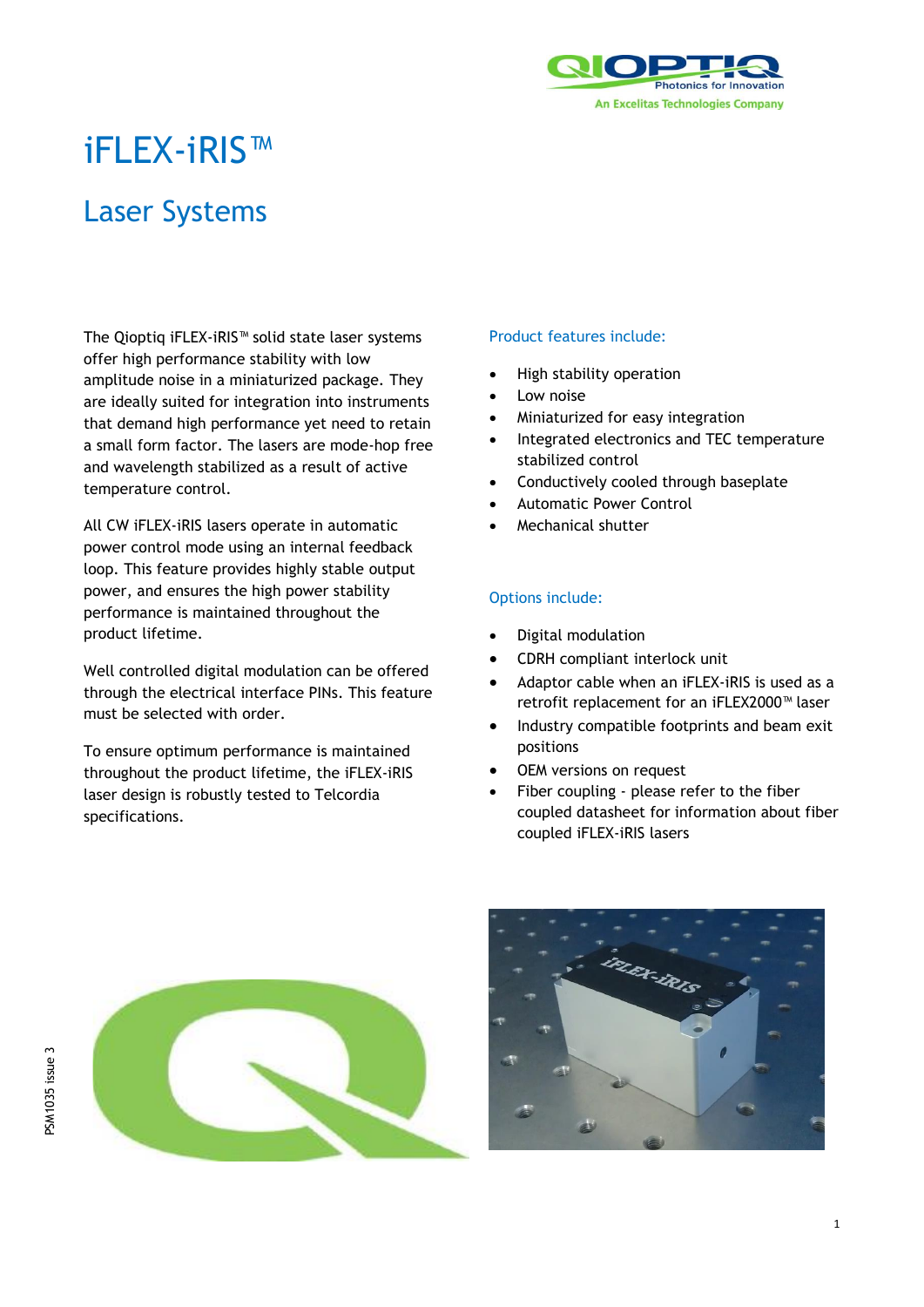# iFLEX-iRIS™

## Laser Systems

The Qioptiq iFLEX-iRIS™ solid state laser systems offer high performance stability with low amplitude noise in a miniaturized package. They are ideally suited for integration into instruments that demand high performance yet need to retain a small form factor. The lasers are mode-hop free and wavelength stabilized as a result of active temperature control.

All CW iFLEX-iRIS lasers operate in automatic power control mode using an internal feedback loop. This feature provides highly stable output power, and ensures the high power stability performance is maintained throughout the product lifetime.

Well controlled digital modulation can be offered through the electrical interface PINs. This feature must be selected with order.

To ensure optimum performance is maintained throughout the product lifetime, the iFLEX-iRIS laser design is robustly tested to Telcordia specifications.

### Product features include:

- High stability operation
- Low noise
- Miniaturized for easy integration
- Integrated electronics and TEC temperature stabilized control
- Conductively cooled through baseplate
- Automatic Power Control
- Mechanical shutter

### Options include:

- Digital modulation
- CDRH compliant interlock unit
- Adaptor cable when an iFLEX-iRIS is used as a retrofit replacement for an iFLEX2000™ laser
- Industry compatible footprints and beam exit positions
- OEM versions on request
- Fiber coupling - please refer to the fiber coupled datasheet for information about fiber coupled iFLEX-iRIS lasers

PSM1035 issue 3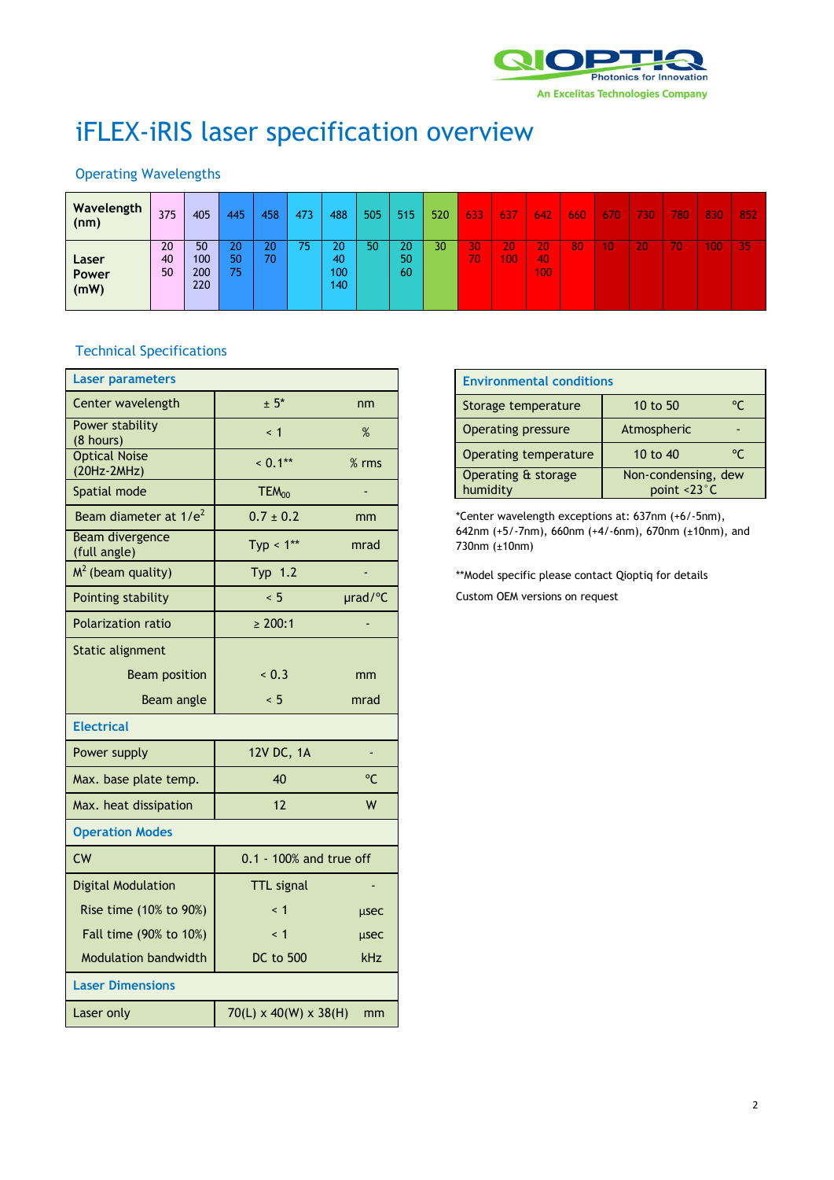# iFLEX-iRIS laser specification overview

## Operating Wavelengths

| Wavelength (nm) | 375 | 405 | 445 | 458 | 473 | 488 | 505 | 515 | 520 | 633 | 637 | 642 | 660 | 670 | 730 | 780 | 830 | 852 |
|---|---|---|---|---|---|---|---|---|---|---|---|---|---|---|---|---|---|---|
| Laser Power (mW) | 20<br>40<br>50 | 50<br>100<br>200<br>220 | 20<br>50<br>75 | 20<br>70 | 75 | 20<br>40<br>100<br>140 | 50 | 20<br>50<br>60 | 30 | 30<br>70 | 20<br>100 | 20<br>40<br>100 | 80 | 10 | 20 | 70 | 100 | 35 |

## Technical Specifications

| Laser parameters | | |
|---|---|---|
| Center wavelength | ± 5* | nm |
| Power stability (8 hours) | < 1 | % |
| Optical Noise (20Hz-2MHz) | < 0.1** | % rms |
| Spatial mode | $TEM_{00}$ | - |
| Beam diameter at $1/e^2$ | 0.7 ± 0.2 | mm |
| Beam divergence (full angle) | Typ < 1** | mrad |
| $M^2$ (beam quality) | Typ 1.2 | - |
| Pointing stability | < 5 | µrad/°C |
| Polarization ratio | ≥ 200:1 | - |
| Static alignment | | |
| Beam position | < 0.3 | mm |
| Beam angle | < 5 | mrad |
| **Electrical** | | |
| Power supply | 12V DC, 1A | - |
| Max. base plate temp. | 40 | °C |
| Max. heat dissipation | 12 | W |
| **Operation Modes** | | |
| CW | 0.1 - 100% and true off | |
| Digital Modulation | TTL signal | - |
| Rise time (10% to 90%) | < 1 | µsec |
| Fall time (90% to 10%) | < 1 | µsec |
| Modulation bandwidth | DC to 500 | kHz |
| **Laser Dimensions** | | |
| Laser only | 70(L) x 40(W) x 38(H) | mm |

| Environmental conditions | | |
|---|---|---|
| Storage temperature | 10 to 50 | °C |
| Operating pressure | Atmospheric | - |
| Operating temperature | 10 to 40 | °C |
| Operating & storage humidity | Non-condensing, dew point <23°C | |

*Center wavelength exceptions at: 637nm (+6/-5nm), 642nm (+5/-7nm), 660nm (+4/-6nm), 670nm (±10nm), and 730nm (±10nm)

**Model specific please contact Qioptiq for details

Custom OEM versions on request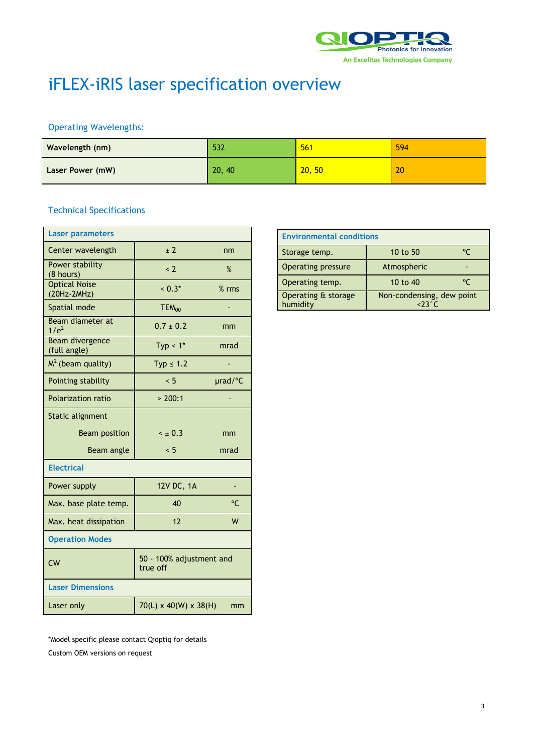# iFLEX-iRIS laser specification overview

## Operating Wavelengths:

| Wavelength (nm) | 532 | 561 | 594 |
|---|---|---|---|
| Laser Power (mW) | 20, 40 | 20, 50 | 20 |

## Technical Specifications

| Laser parameters | | |
|---|---|---|
| Center wavelength | ± 2 | nm |
| Power stability (8 hours) | < 2 | % |
| Optical Noise (20Hz-2MHz) | < 0.3* | % rms |
| Spatial mode | $TEM_{00}$ | - |
| Beam diameter at $1/e^2$ | 0.7 ± 0.2 | mm |
| Beam divergence (full angle) | Typ < 1* | mrad |
| $M^2$ (beam quality) | Typ ≤ 1.2 | - |
| Pointing stability | < 5 | µrad/°C |
| Polarization ratio | > 200:1 | - |
| Static alignment | | |
| Beam position | < ± 0.3 | mm |
| Beam angle | < 5 | mrad |
| **Electrical** | | |
| Power supply | 12V DC, 1A | - |
| Max. base plate temp. | 40 | °C |
| Max. heat dissipation | 12 | W |
| **Operation Modes** | | |
| CW | 50 - 100% adjustment and true off | |
| **Laser Dimensions** | | |
| Laser only | 70(L) x 40(W) x 38(H) | mm |

| Environmental conditions | | |
|---|---|---|
| Storage temp. | 10 to 50 | °C |
| Operating pressure | Atmospheric | - |
| Operating temp. | 10 to 40 | °C |
| Operating & storage humidity | Non-condensing, dew point <23°C | |

*Model specific please contact Qioptiq for details

Custom OEM versions on request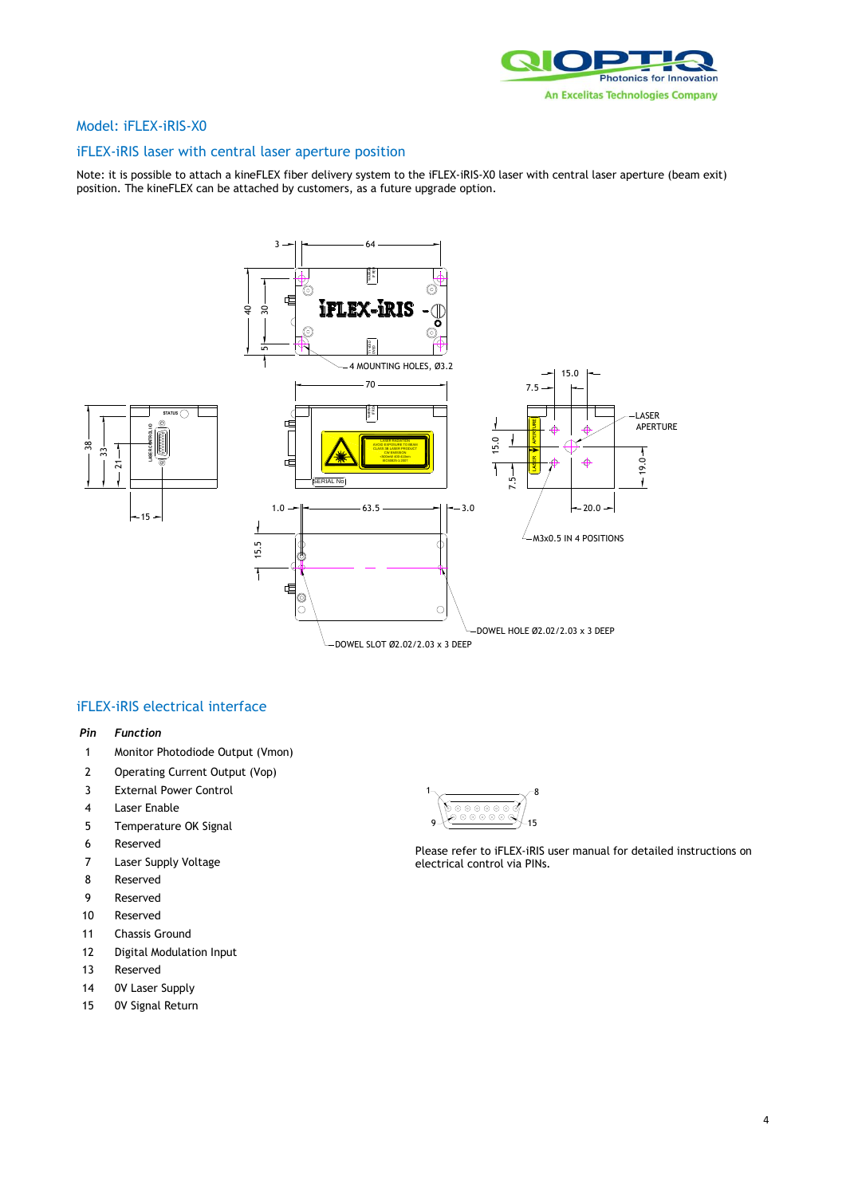## Model: iFLEX-iRIS-X0

## iFLEX-iRIS laser with central laser aperture position

Note: it is possible to attach a kineFLEX fiber delivery system to the iFLEX-iRIS-X0 laser with central laser aperture (beam exit) position. The kineFLEX can be attached by customers, as a future upgrade option.

## iFLEX-iRIS electrical interface

| *Pin* | *Function* |
|---|---|
| 1 | Monitor Photodiode Output (Vmon) |
| 2 | Operating Current Output (Vop) |
| 3 | External Power Control |
| 4 | Laser Enable |
| 5 | Temperature OK Signal |
| 6 | Reserved |
| 7 | Laser Supply Voltage |
| 8 | Reserved |
| 9 | Reserved |
| 10 | Reserved |
| 11 | Chassis Ground |
| 12 | Digital Modulation Input |
| 13 | Reserved |
| 14 | 0V Laser Supply |
| 15 | 0V Signal Return |

Please refer to iFLEX-iRIS user manual for detailed instructions on electrical control via PINs.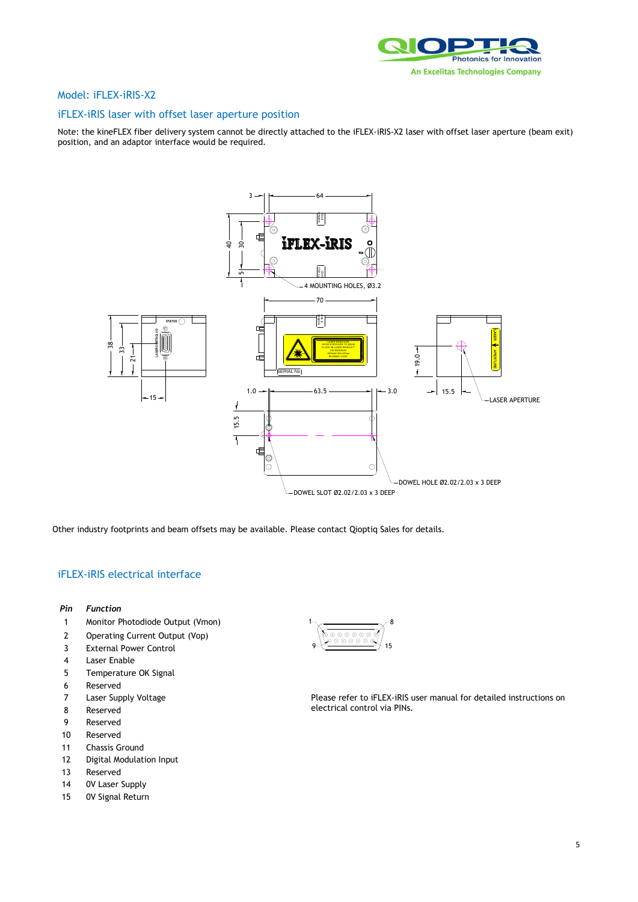## Model: iFLEX-iRIS-X2

### iFLEX-iRIS laser with offset laser aperture position

Note: the kineFLEX fiber delivery system cannot be directly attached to the iFLEX-iRIS-X2 laser with offset laser aperture (beam exit) position, and an adaptor interface would be required.

Other industry footprints and beam offsets may be available. Please contact Qioptiq Sales for details.

### iFLEX-iRIS electrical interface

| *Pin* | *Function* |
|---|---|
| 1 | Monitor Photodiode Output (Vmon) |
| 2 | Operating Current Output (Vop) |
| 3 | External Power Control |
| 4 | Laser Enable |
| 5 | Temperature OK Signal |
| 6 | Reserved |
| 7 | Laser Supply Voltage |
| 8 | Reserved |
| 9 | Reserved |
| 10 | Reserved |
| 11 | Chassis Ground |
| 12 | Digital Modulation Input |
| 13 | Reserved |
| 14 | 0V Laser Supply |
| 15 | 0V Signal Return |

Please refer to iFLEX-iRIS user manual for detailed instructions on electrical control via PINs.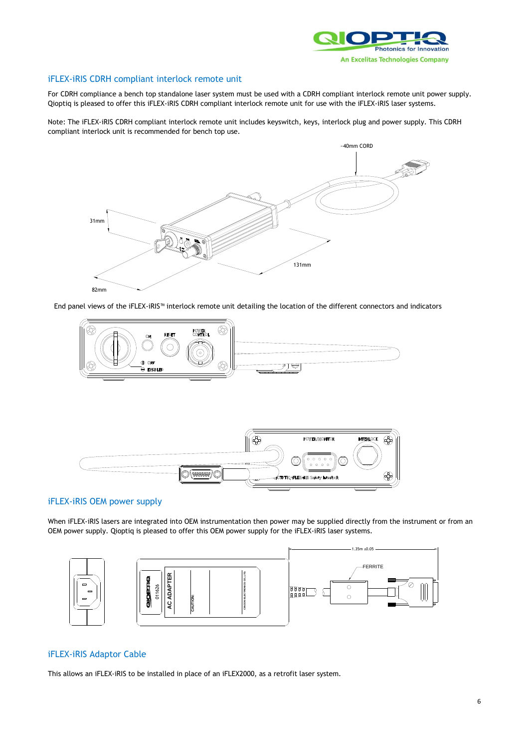## iFLEX-iRIS CDRH compliant interlock remote unit

For CDRH compliance a bench top standalone laser system must be used with a CDRH compliant interlock remote unit power supply. Qioptiq is pleased to offer this iFLEX-iRIS CDRH compliant interlock remote unit for use with the iFLEX-iRIS laser systems.

Note: The iFLEX-iRIS CDRH compliant interlock remote unit includes keyswitch, keys, interlock plug and power supply. This CDRH compliant interlock unit is recommended for bench top use.

End panel views of the iFLEX-iRIS™ interlock remote unit detailing the location of the different connectors and indicators

## iFLEX-iRIS OEM power supply

When iFLEX-iRIS lasers are integrated into OEM instrumentation then power may be supplied directly from the instrument or from an OEM power supply. Qioptiq is pleased to offer this OEM power supply for the iFLEX-iRIS laser systems.

## iFLEX-iRIS Adaptor Cable

This allows an iFLEX-iRIS to be installed in place of an iFLEX2000, as a retrofit laser system.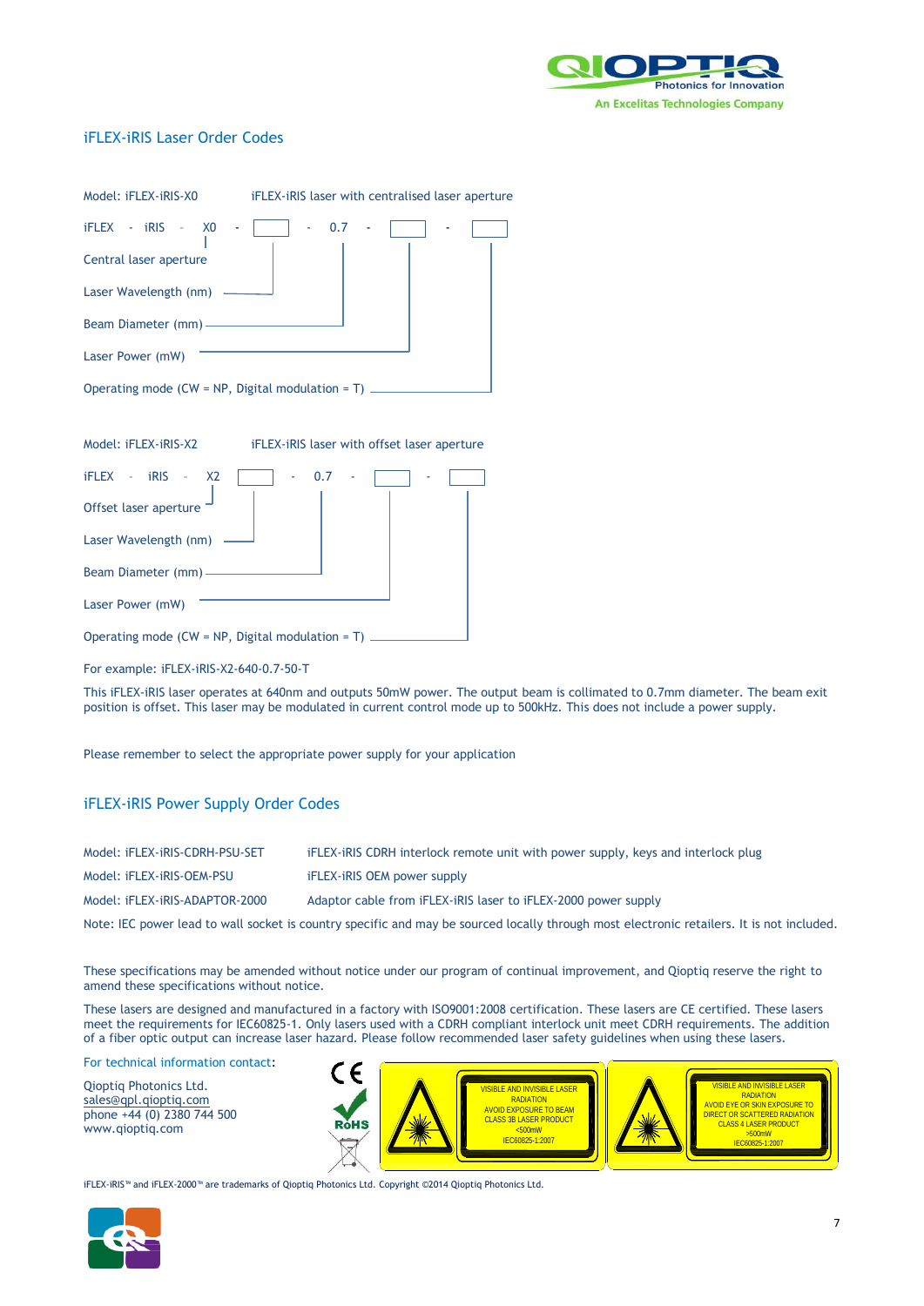## iFLEX-iRIS Laser Order Codes

Model: iFLEX-iRIS-X0 iFLEX-iRIS laser with centralised laser aperture

iFLEX - iRIS - X0 - [ ] - 0.7 - [ ] - [ ]

Central laser aperture

Laser Wavelength (nm)

Beam Diameter (mm)

Laser Power (mW)

Operating mode (CW = NP, Digital modulation = T)

Model: iFLEX-iRIS-X2 iFLEX-iRIS laser with offset laser aperture

iFLEX - iRIS - X2 [ ] - 0.7 - [ ] - [ ]

Offset laser aperture

Laser Wavelength (nm)

Beam Diameter (mm)

Laser Power (mW)

Operating mode (CW = NP, Digital modulation = T)

For example: iFLEX-iRIS-X2-640-0.7-50-T

This iFLEX-iRIS laser operates at 640nm and outputs 50mW power. The output beam is collimated to 0.7mm diameter. The beam exit position is offset. This laser may be modulated in current control mode up to 500kHz. This does not include a power supply.

Please remember to select the appropriate power supply for your application

## iFLEX-iRIS Power Supply Order Codes

| | |
|---|---|
| Model: iFLEX-iRIS-CDRH-PSU-SET | iFLEX-iRIS CDRH interlock remote unit with power supply, keys and interlock plug |
| Model: iFLEX-iRIS-OEM-PSU | iFLEX-iRIS OEM power supply |
| Model: iFLEX-iRIS-ADAPTOR-2000 | Adaptor cable from iFLEX-iRIS laser to iFLEX-2000 power supply |

Note: IEC power lead to wall socket is country specific and may be sourced locally through most electronic retailers. It is not included.

These specifications may be amended without notice under our program of continual improvement, and Qioptiq reserve the right to amend these specifications without notice.

These lasers are designed and manufactured in a factory with ISO9001:2008 certification. These lasers are CE certified. These lasers meet the requirements for IEC60825-1. Only lasers used with a CDRH compliant interlock unit meet CDRH requirements. The addition of a fiber optic output can increase laser hazard. Please follow recommended laser safety guidelines when using these lasers.

For technical information contact:

Qioptiq Photonics Ltd.
sales@qpl.qioptiq.com
phone +44 (0) 2380 744 500
www.qioptiq.com

VISIBLE AND INVISIBLE LASER RADIATION
AVOID EXPOSURE TO BEAM
CLASS 3B LASER PRODUCT
<500mW
IEC60825-1:2007

VISIBLE AND INVISIBLE LASER RADIATION
AVOID EYE OR SKIN EXPOSURE TO DIRECT OR SCATTERED RADIATION
CLASS 4 LASER PRODUCT
>500mW
IEC60825-1:2007

iFLEX-iRIS™ and iFLEX-2000™ are trademarks of Qioptiq Photonics Ltd. Copyright ©2014 Qioptiq Photonics Ltd.